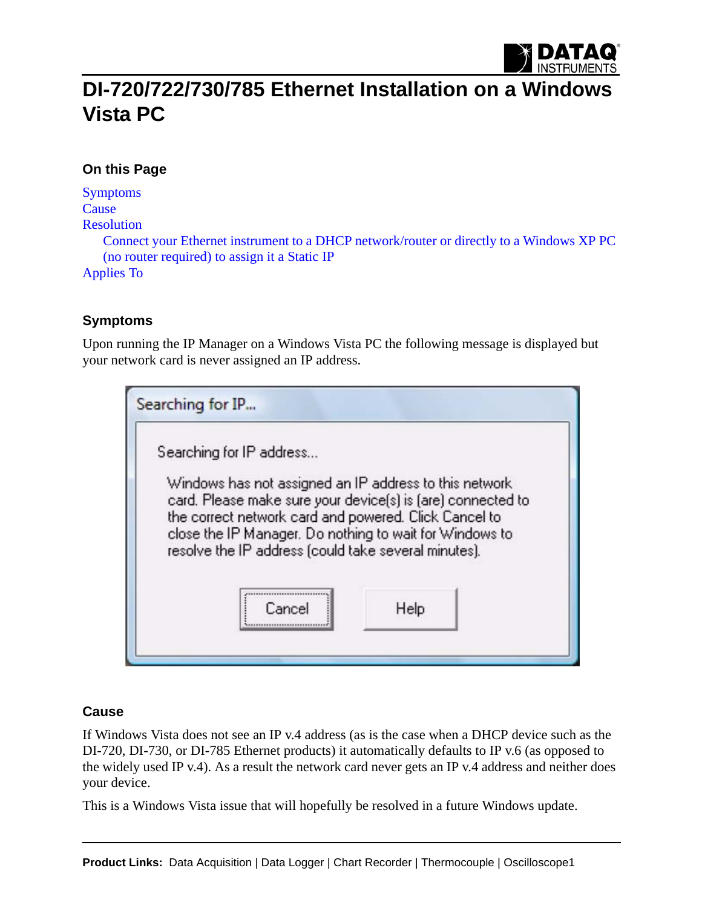# DI-720/722/730/785 Ethernet Installation on a Windows Vista PC

### On this Page

Symptoms
Cause
Resolution
    Connect your Ethernet instrument to a DHCP network/router or directly to a Windows XP PC (no router required) to assign it a Static IP
Applies To

### Symptoms

Upon running the IP Manager on a Windows Vista PC the following message is displayed but your network card is never assigned an IP address.

### Cause

If Windows Vista does not see an IP v.4 address (as is the case when a DHCP device such as the DI-720, DI-730, or DI-785 Ethernet products) it automatically defaults to IP v.6 (as opposed to the widely used IP v.4). As a result the network card never gets an IP v.4 address and neither does your device.

This is a Windows Vista issue that will hopefully be resolved in a future Windows update.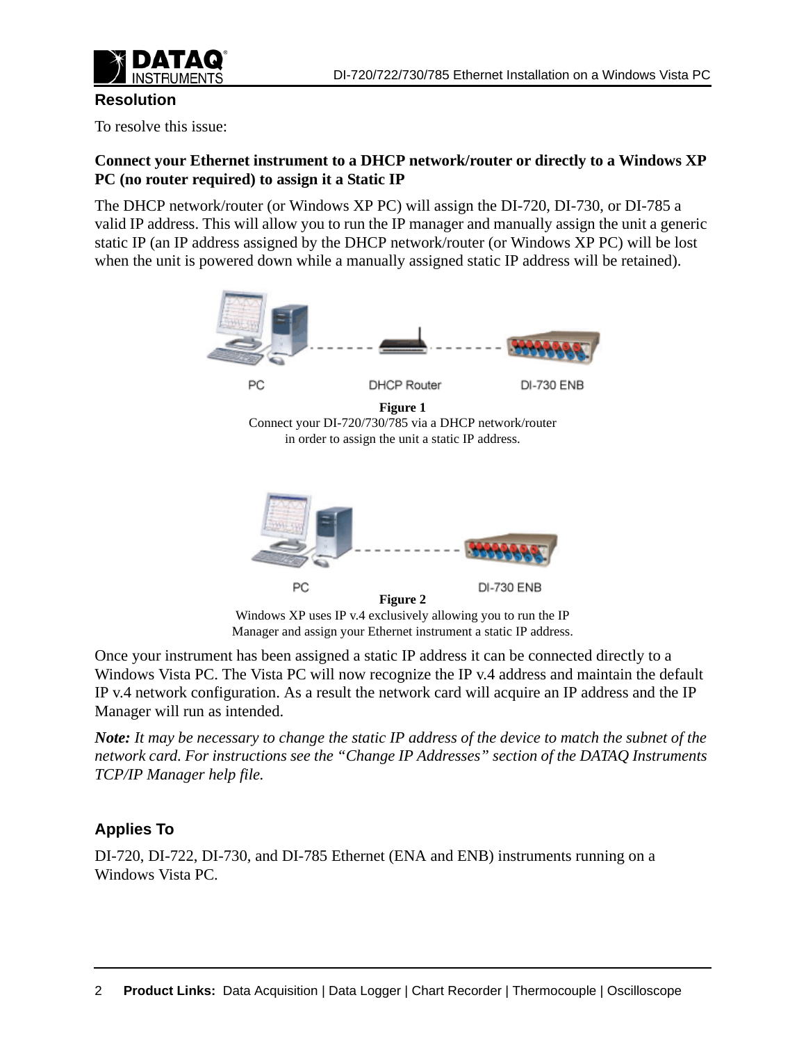## Resolution

To resolve this issue:

**Connect your Ethernet instrument to a DHCP network/router or directly to a Windows XP PC (no router required) to assign it a Static IP**

The DHCP network/router (or Windows XP PC) will assign the DI-720, DI-730, or DI-785 a valid IP address. This will allow you to run the IP manager and manually assign the unit a generic static IP (an IP address assigned by the DHCP network/router (or Windows XP PC) will be lost when the unit is powered down while a manually assigned static IP address will be retained).

PC

DHCP Router

DI-730 ENB

**Figure 1**
Connect your DI-720/730/785 via a DHCP network/router in order to assign the unit a static IP address.

PC

DI-730 ENB

**Figure 2**
Windows XP uses IP v.4 exclusively allowing you to run the IP Manager and assign your Ethernet instrument a static IP address.

Once your instrument has been assigned a static IP address it can be connected directly to a Windows Vista PC. The Vista PC will now recognize the IP v.4 address and maintain the default IP v.4 network configuration. As a result the network card will acquire an IP address and the IP Manager will run as intended.

***Note:*** *It may be necessary to change the static IP address of the device to match the subnet of the network card. For instructions see the “Change IP Addresses” section of the DATAQ Instruments TCP/IP Manager help file.*

## Applies To

DI-720, DI-722, DI-730, and DI-785 Ethernet (ENA and ENB) instruments running on a Windows Vista PC.